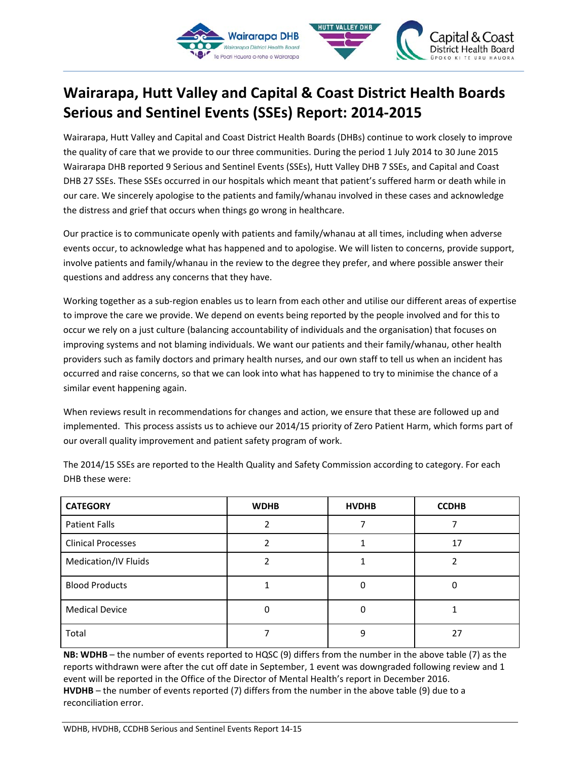# Wairarapa, Hutt Valley and Capital & Coast District Health Boards Serious and Sentinel Events (SSEs) Report: 2014-2015

Wairarapa, Hutt Valley and Capital and Coast District Health Boards (DHBs) continue to work closely to improve the quality of care that we provide to our three communities. During the period 1 July 2014 to 30 June 2015 Wairarapa DHB reported 9 Serious and Sentinel Events (SSEs), Hutt Valley DHB 7 SSEs, and Capital and Coast DHB 27 SSEs. These SSEs occurred in our hospitals which meant that patient's suffered harm or death while in our care. We sincerely apologise to the patients and family/whanau involved in these cases and acknowledge the distress and grief that occurs when things go wrong in healthcare.

Our practice is to communicate openly with patients and family/whanau at all times, including when adverse events occur, to acknowledge what has happened and to apologise. We will listen to concerns, provide support, involve patients and family/whanau in the review to the degree they prefer, and where possible answer their questions and address any concerns that they have.

Working together as a sub-region enables us to learn from each other and utilise our different areas of expertise to improve the care we provide. We depend on events being reported by the people involved and for this to occur we rely on a just culture (balancing accountability of individuals and the organisation) that focuses on improving systems and not blaming individuals. We want our patients and their family/whanau, other health providers such as family doctors and primary health nurses, and our own staff to tell us when an incident has occurred and raise concerns, so that we can look into what has happened to try to minimise the chance of a similar event happening again.

When reviews result in recommendations for changes and action, we ensure that these are followed up and implemented. This process assists us to achieve our 2014/15 priority of Zero Patient Harm, which forms part of our overall quality improvement and patient safety program of work.

The 2014/15 SSEs are reported to the Health Quality and Safety Commission according to category. For each DHB these were:

| CATEGORY | WDHB | HVDHB | CCDHB |
|---|---|---|---|
| Patient Falls | 2 | 7 | 7 |
| Clinical Processes | 2 | 1 | 17 |
| Medication/IV Fluids | 2 | 1 | 2 |
| Blood Products | 1 | 0 | 0 |
| Medical Device | 0 | 0 | 1 |
| Total | 7 | 9 | 27 |

**NB: WDHB** – the number of events reported to HQSC (9) differs from the number in the above table (7) as the reports withdrawn were after the cut off date in September, 1 event was downgraded following review and 1 event will be reported in the Office of the Director of Mental Health's report in December 2016.
**HVDHB** – the number of events reported (7) differs from the number in the above table (9) due to a reconciliation error.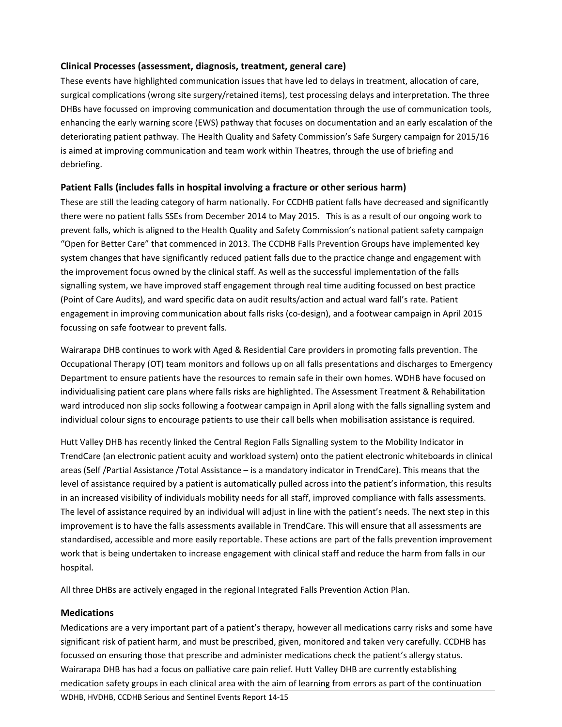### Clinical Processes (assessment, diagnosis, treatment, general care)

These events have highlighted communication issues that have led to delays in treatment, allocation of care, surgical complications (wrong site surgery/retained items), test processing delays and interpretation. The three DHBs have focussed on improving communication and documentation through the use of communication tools, enhancing the early warning score (EWS) pathway that focuses on documentation and an early escalation of the deteriorating patient pathway. The Health Quality and Safety Commission's Safe Surgery campaign for 2015/16 is aimed at improving communication and team work within Theatres, through the use of briefing and debriefing.

### Patient Falls (includes falls in hospital involving a fracture or other serious harm)

These are still the leading category of harm nationally. For CCDHB patient falls have decreased and significantly there were no patient falls SSEs from December 2014 to May 2015. This is as a result of our ongoing work to prevent falls, which is aligned to the Health Quality and Safety Commission's national patient safety campaign "Open for Better Care" that commenced in 2013. The CCDHB Falls Prevention Groups have implemented key system changes that have significantly reduced patient falls due to the practice change and engagement with the improvement focus owned by the clinical staff. As well as the successful implementation of the falls signalling system, we have improved staff engagement through real time auditing focussed on best practice (Point of Care Audits), and ward specific data on audit results/action and actual ward fall's rate. Patient engagement in improving communication about falls risks (co-design), and a footwear campaign in April 2015 focussing on safe footwear to prevent falls.

Wairarapa DHB continues to work with Aged & Residential Care providers in promoting falls prevention. The Occupational Therapy (OT) team monitors and follows up on all falls presentations and discharges to Emergency Department to ensure patients have the resources to remain safe in their own homes. WDHB have focused on individualising patient care plans where falls risks are highlighted. The Assessment Treatment & Rehabilitation ward introduced non slip socks following a footwear campaign in April along with the falls signalling system and individual colour signs to encourage patients to use their call bells when mobilisation assistance is required.

Hutt Valley DHB has recently linked the Central Region Falls Signalling system to the Mobility Indicator in TrendCare (an electronic patient acuity and workload system) onto the patient electronic whiteboards in clinical areas (Self /Partial Assistance /Total Assistance – is a mandatory indicator in TrendCare). This means that the level of assistance required by a patient is automatically pulled across into the patient's information, this results in an increased visibility of individuals mobility needs for all staff, improved compliance with falls assessments. The level of assistance required by an individual will adjust in line with the patient's needs. The next step in this improvement is to have the falls assessments available in TrendCare. This will ensure that all assessments are standardised, accessible and more easily reportable. These actions are part of the falls prevention improvement work that is being undertaken to increase engagement with clinical staff and reduce the harm from falls in our hospital.

All three DHBs are actively engaged in the regional Integrated Falls Prevention Action Plan.

### Medications

Medications are a very important part of a patient's therapy, however all medications carry risks and some have significant risk of patient harm, and must be prescribed, given, monitored and taken very carefully. CCDHB has focussed on ensuring those that prescribe and administer medications check the patient's allergy status. Wairarapa DHB has had a focus on palliative care pain relief. Hutt Valley DHB are currently establishing medication safety groups in each clinical area with the aim of learning from errors as part of the continuation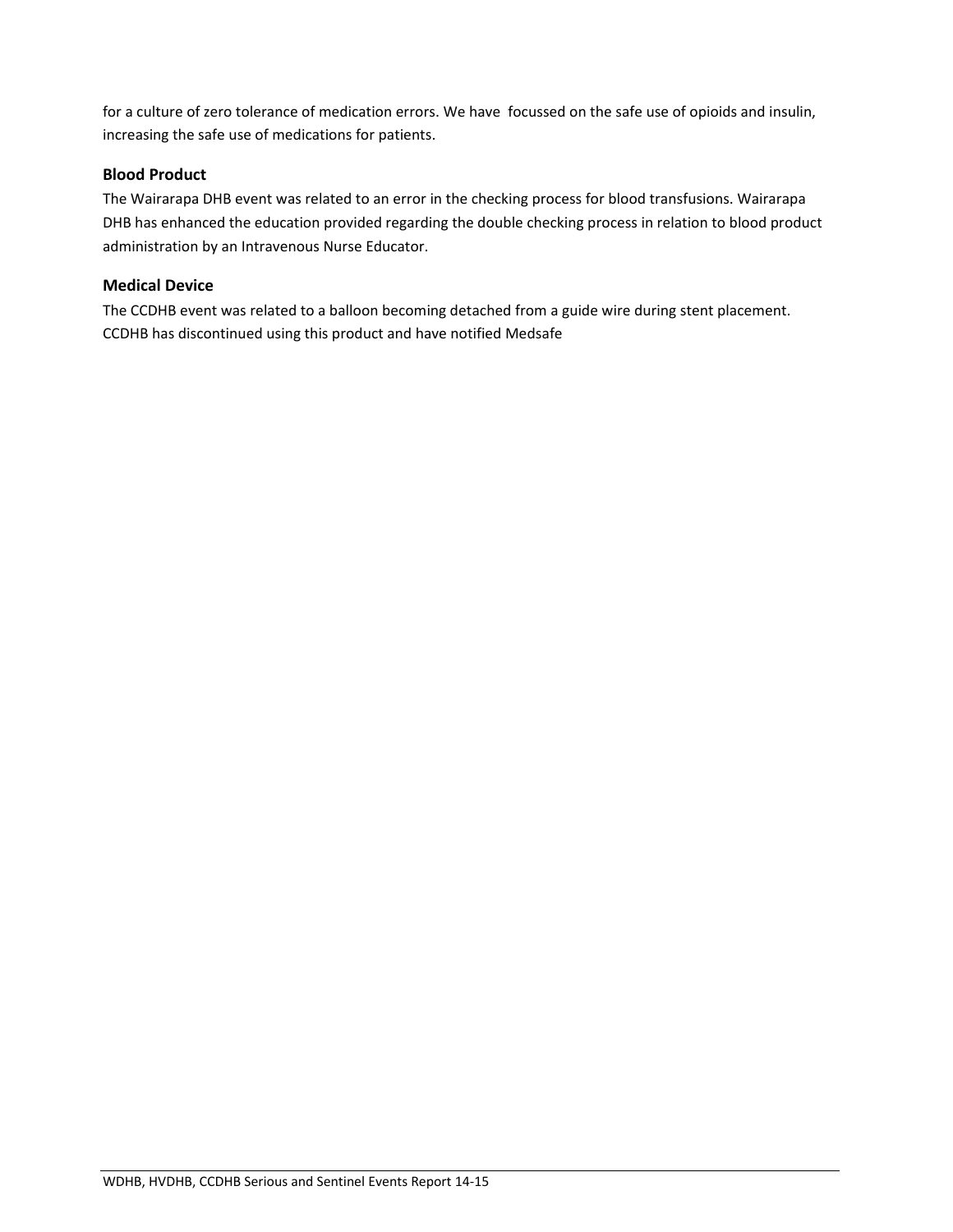for a culture of zero tolerance of medication errors. We have focussed on the safe use of opioids and insulin, increasing the safe use of medications for patients.

### Blood Product

The Wairarapa DHB event was related to an error in the checking process for blood transfusions. Wairarapa DHB has enhanced the education provided regarding the double checking process in relation to blood product administration by an Intravenous Nurse Educator.

### Medical Device

The CCDHB event was related to a balloon becoming detached from a guide wire during stent placement. CCDHB has discontinued using this product and have notified Medsafe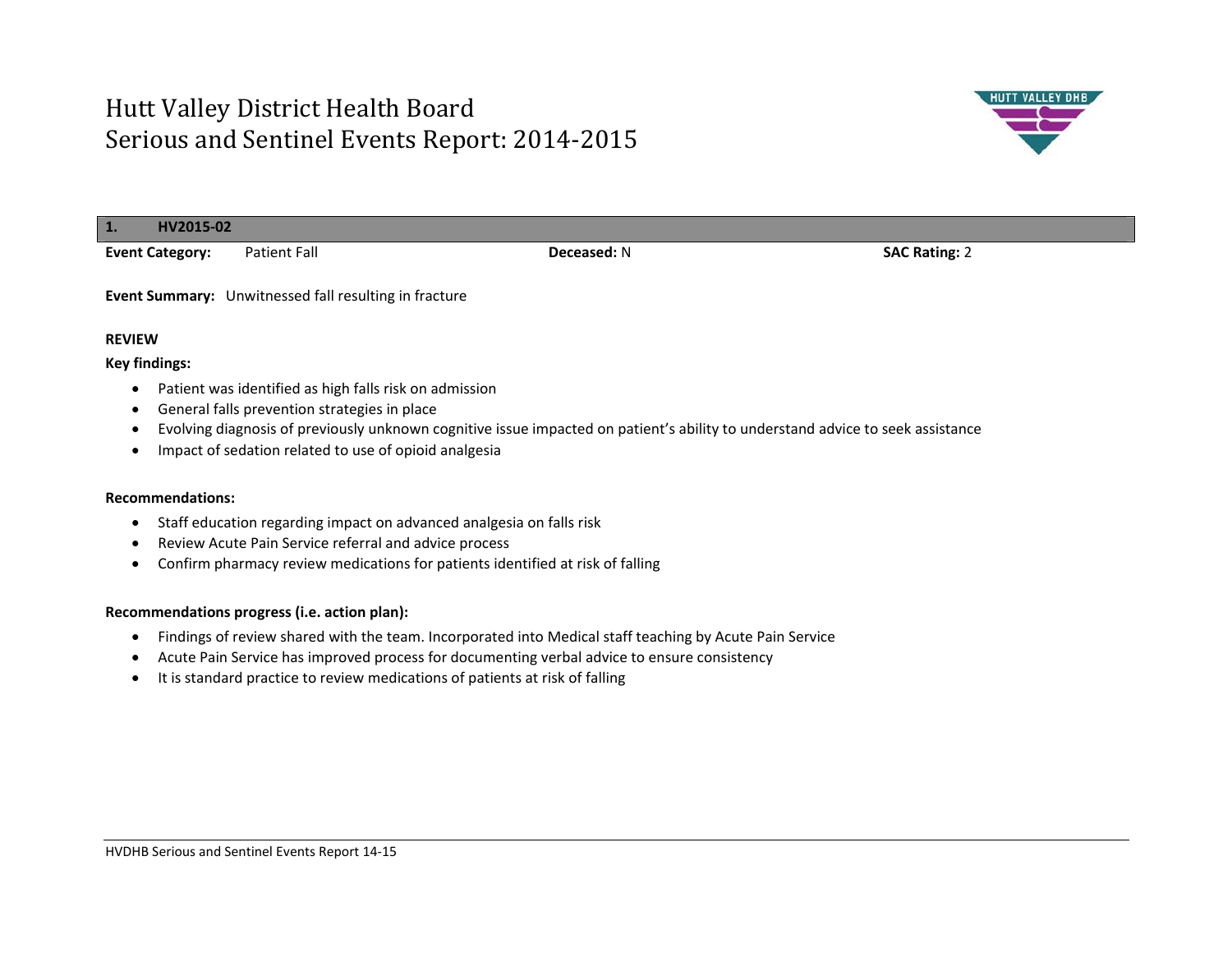# Hutt Valley District Health Board
# Serious and Sentinel Events Report: 2014-2015

## 1. HV2015-02

**Event Category:** Patient Fall **Deceased:** N **SAC Rating:** 2

**Event Summary:** Unwitnessed fall resulting in fracture

**REVIEW**

**Key findings:**

- Patient was identified as high falls risk on admission
- General falls prevention strategies in place
- Evolving diagnosis of previously unknown cognitive issue impacted on patient's ability to understand advice to seek assistance
- Impact of sedation related to use of opioid analgesia

**Recommendations:**

- Staff education regarding impact on advanced analgesia on falls risk
- Review Acute Pain Service referral and advice process
- Confirm pharmacy review medications for patients identified at risk of falling

**Recommendations progress (i.e. action plan):**

- Findings of review shared with the team. Incorporated into Medical staff teaching by Acute Pain Service
- Acute Pain Service has improved process for documenting verbal advice to ensure consistency
- It is standard practice to review medications of patients at risk of falling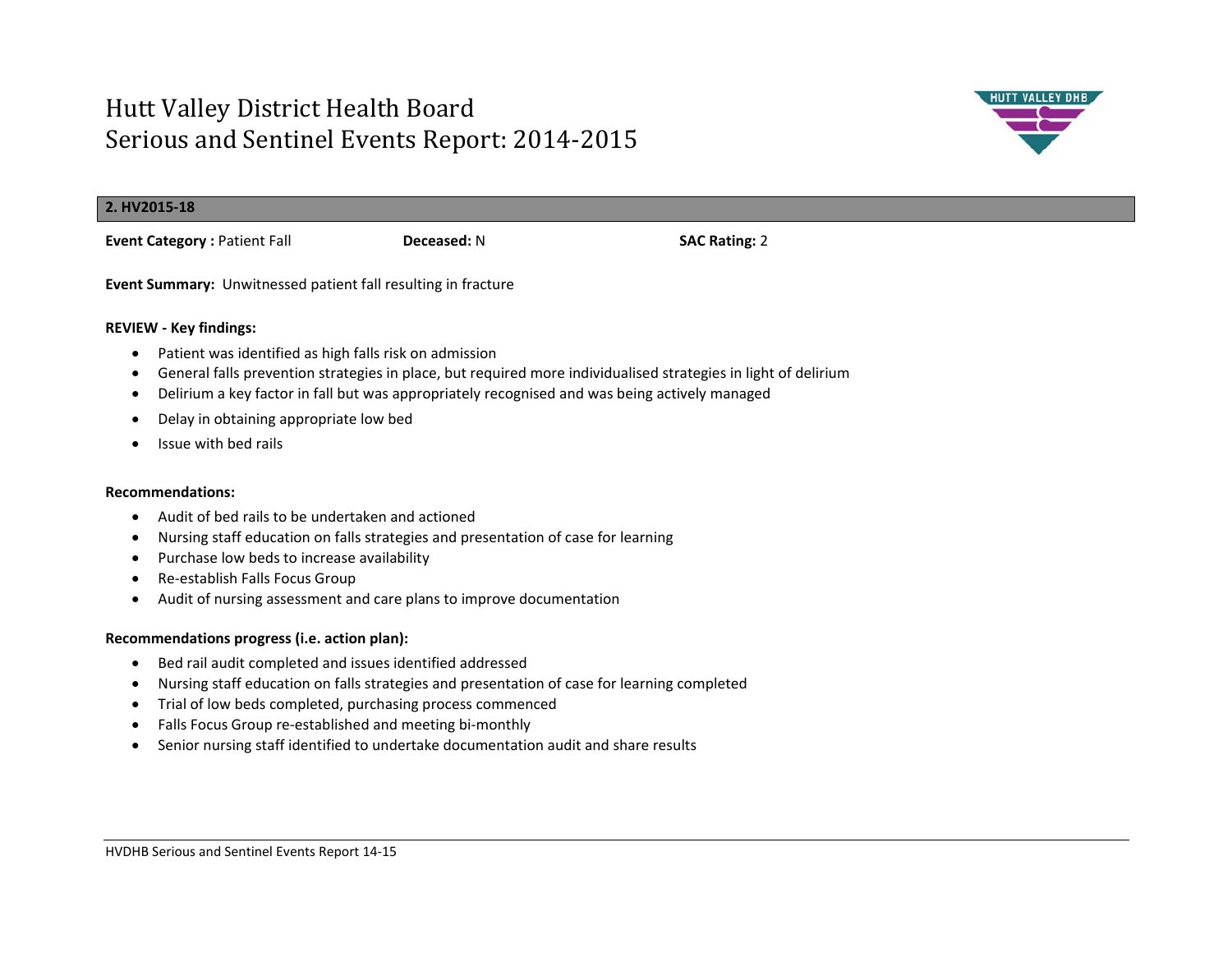# Hutt Valley District Health Board
# Serious and Sentinel Events Report: 2014-2015

## 2. HV2015-18

**Event Category :** Patient Fall **Deceased:** N **SAC Rating:** 2

**Event Summary:** Unwitnessed patient fall resulting in fracture

**REVIEW - Key findings:**

- Patient was identified as high falls risk on admission
- General falls prevention strategies in place, but required more individualised strategies in light of delirium
- Delirium a key factor in fall but was appropriately recognised and was being actively managed
- Delay in obtaining appropriate low bed
- Issue with bed rails

**Recommendations:**

- Audit of bed rails to be undertaken and actioned
- Nursing staff education on falls strategies and presentation of case for learning
- Purchase low beds to increase availability
- Re-establish Falls Focus Group
- Audit of nursing assessment and care plans to improve documentation

**Recommendations progress (i.e. action plan):**

- Bed rail audit completed and issues identified addressed
- Nursing staff education on falls strategies and presentation of case for learning completed
- Trial of low beds completed, purchasing process commenced
- Falls Focus Group re-established and meeting bi-monthly
- Senior nursing staff identified to undertake documentation audit and share results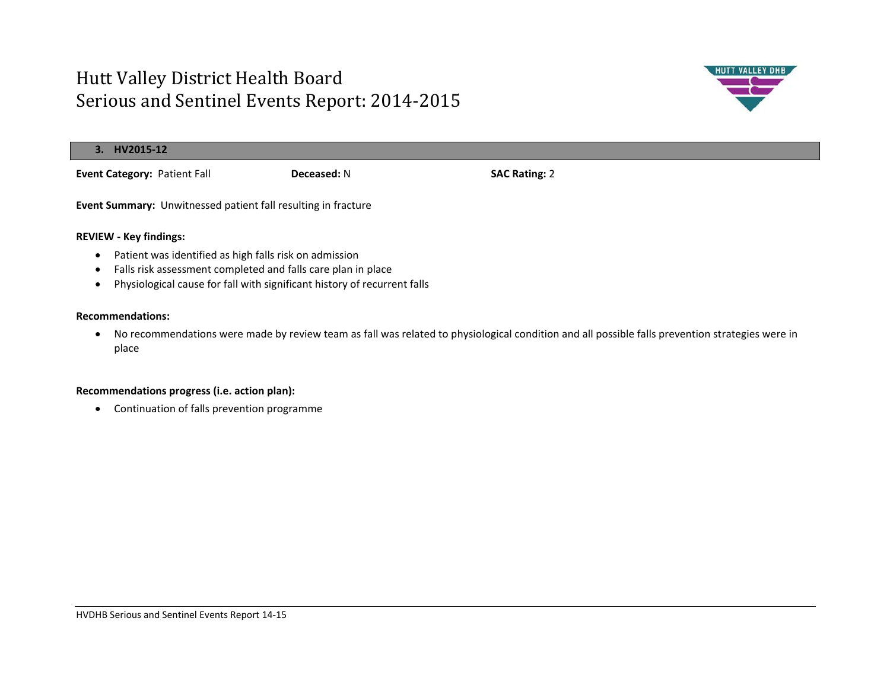# Hutt Valley District Health Board
# Serious and Sentinel Events Report: 2014-2015

## 3. HV2015-12

**Event Category:** Patient Fall **Deceased:** N **SAC Rating:** 2

**Event Summary:** Unwitnessed patient fall resulting in fracture

**REVIEW - Key findings:**

- Patient was identified as high falls risk on admission
- Falls risk assessment completed and falls care plan in place
- Physiological cause for fall with significant history of recurrent falls

**Recommendations:**

- No recommendations were made by review team as fall was related to physiological condition and all possible falls prevention strategies were in place

**Recommendations progress (i.e. action plan):**

- Continuation of falls prevention programme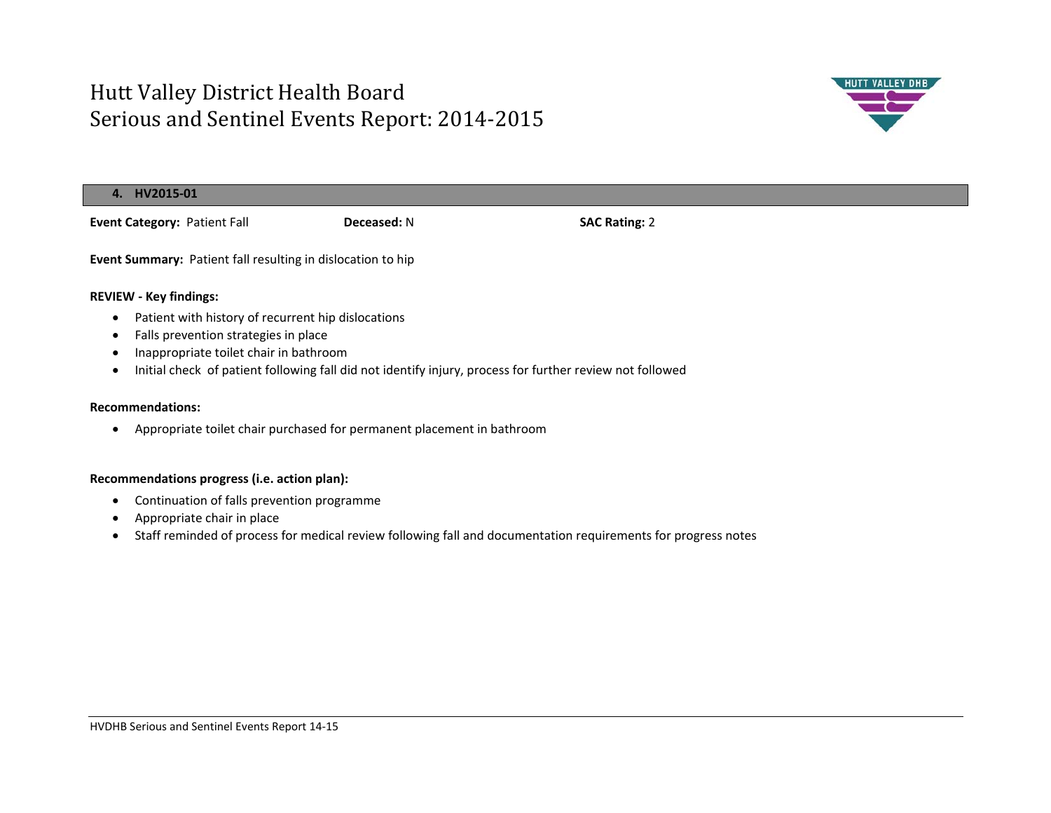# Hutt Valley District Health Board
# Serious and Sentinel Events Report: 2014-2015

## 4. HV2015-01

**Event Category:** Patient Fall **Deceased:** N **SAC Rating:** 2

**Event Summary:** Patient fall resulting in dislocation to hip

**REVIEW - Key findings:**

- Patient with history of recurrent hip dislocations
- Falls prevention strategies in place
- Inappropriate toilet chair in bathroom
- Initial check of patient following fall did not identify injury, process for further review not followed

**Recommendations:**

- Appropriate toilet chair purchased for permanent placement in bathroom

**Recommendations progress (i.e. action plan):**

- Continuation of falls prevention programme
- Appropriate chair in place
- Staff reminded of process for medical review following fall and documentation requirements for progress notes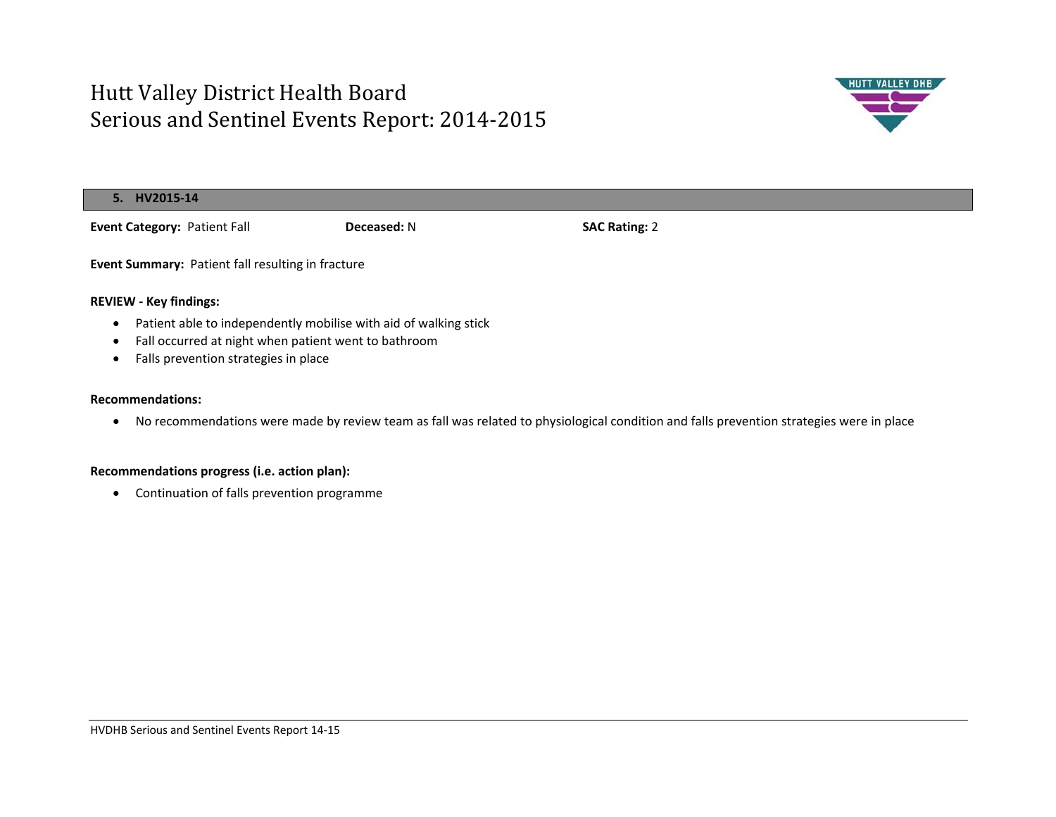# Hutt Valley District Health Board
# Serious and Sentinel Events Report: 2014-2015

## 5. HV2015-14

**Event Category:** Patient Fall **Deceased:** N **SAC Rating:** 2

**Event Summary:** Patient fall resulting in fracture

**REVIEW - Key findings:**

- Patient able to independently mobilise with aid of walking stick
- Fall occurred at night when patient went to bathroom
- Falls prevention strategies in place

**Recommendations:**

- No recommendations were made by review team as fall was related to physiological condition and falls prevention strategies were in place

**Recommendations progress (i.e. action plan):**

- Continuation of falls prevention programme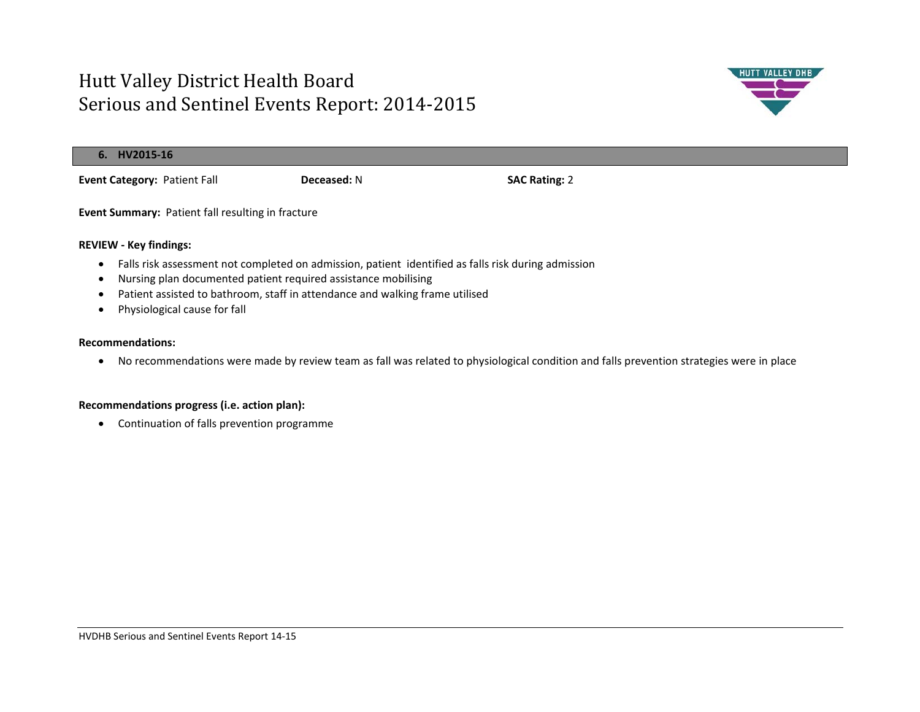# Hutt Valley District Health Board
# Serious and Sentinel Events Report: 2014-2015

## 6. HV2015-16

**Event Category:** Patient Fall **Deceased:** N **SAC Rating:** 2

**Event Summary:** Patient fall resulting in fracture

**REVIEW - Key findings:**

- Falls risk assessment not completed on admission, patient identified as falls risk during admission
- Nursing plan documented patient required assistance mobilising
- Patient assisted to bathroom, staff in attendance and walking frame utilised
- Physiological cause for fall

**Recommendations:**

- No recommendations were made by review team as fall was related to physiological condition and falls prevention strategies were in place

**Recommendations progress (i.e. action plan):**

- Continuation of falls prevention programme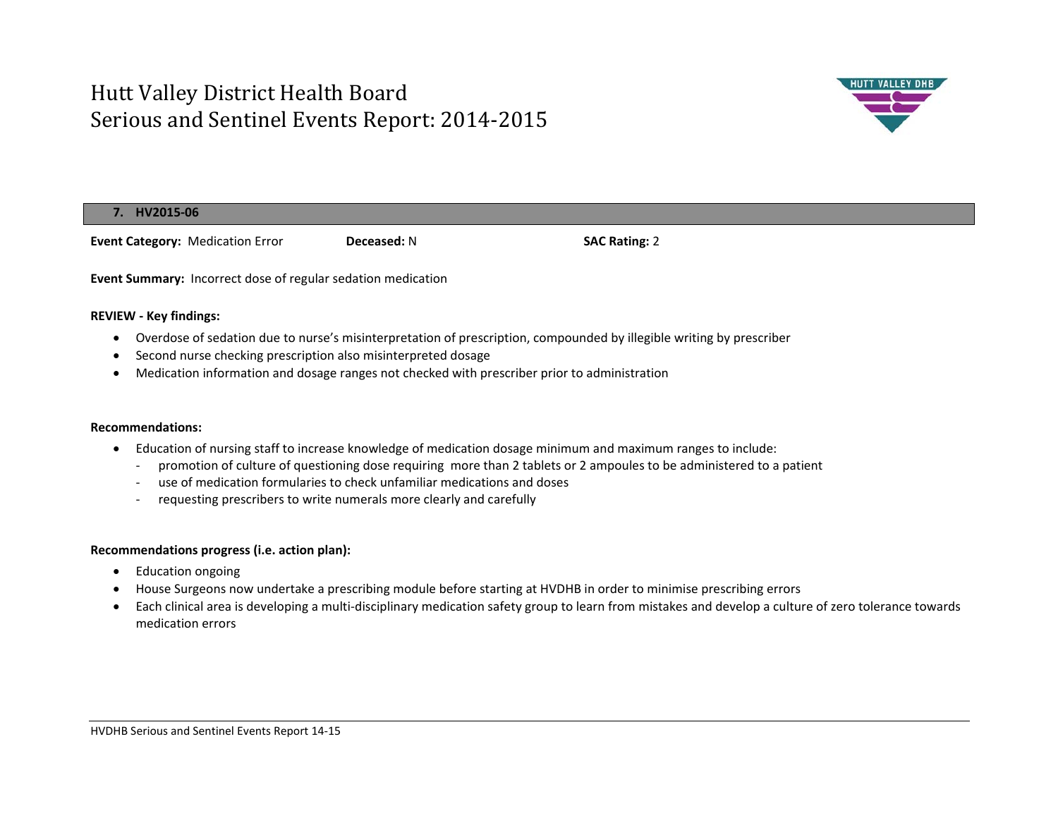## 7. HV2015-06

**Event Category:** Medication Error **Deceased:** N **SAC Rating:** 2

**Event Summary:** Incorrect dose of regular sedation medication

**REVIEW - Key findings:**

- Overdose of sedation due to nurse's misinterpretation of prescription, compounded by illegible writing by prescriber
- Second nurse checking prescription also misinterpreted dosage
- Medication information and dosage ranges not checked with prescriber prior to administration

**Recommendations:**

- Education of nursing staff to increase knowledge of medication dosage minimum and maximum ranges to include:
    - promotion of culture of questioning dose requiring more than 2 tablets or 2 ampoules to be administered to a patient
    - use of medication formularies to check unfamiliar medications and doses
    - requesting prescribers to write numerals more clearly and carefully

**Recommendations progress (i.e. action plan):**

- Education ongoing
- House Surgeons now undertake a prescribing module before starting at HVDHB in order to minimise prescribing errors
- Each clinical area is developing a multi-disciplinary medication safety group to learn from mistakes and develop a culture of zero tolerance towards medication errors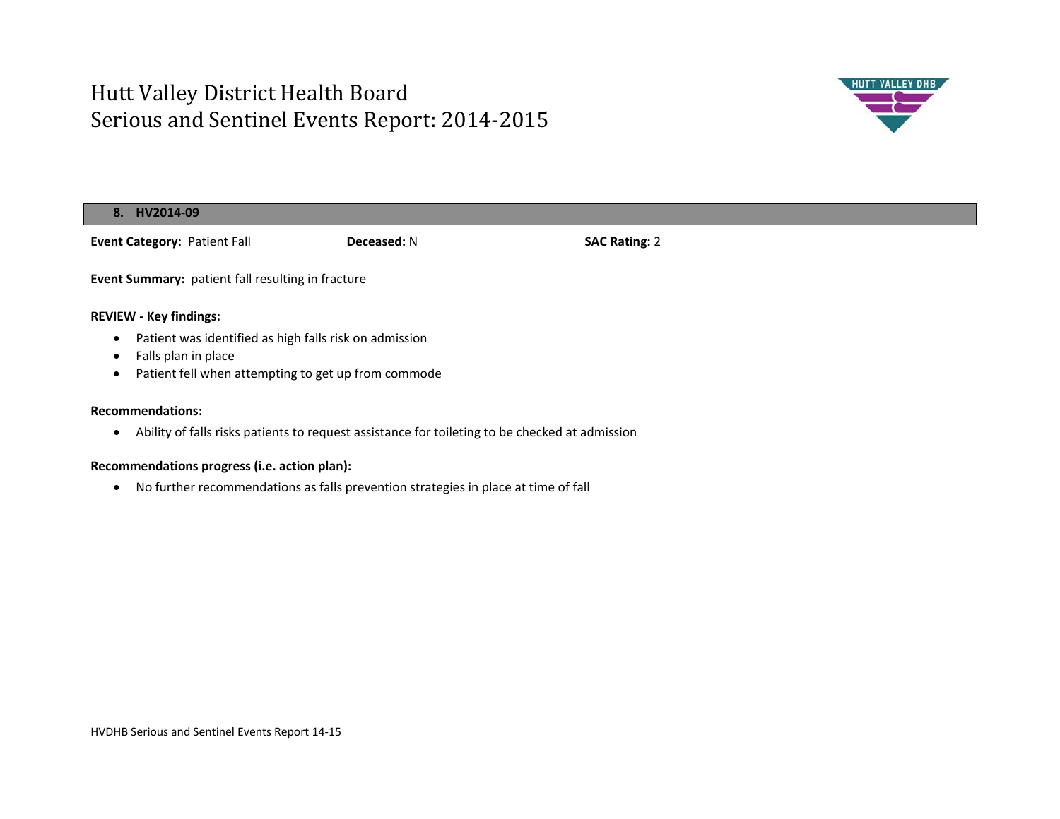# Hutt Valley District Health Board
# Serious and Sentinel Events Report: 2014-2015

## 8. HV2014-09

**Event Category:** Patient Fall **Deceased:** N **SAC Rating:** 2

**Event Summary:** patient fall resulting in fracture

**REVIEW - Key findings:**

- Patient was identified as high falls risk on admission
- Falls plan in place
- Patient fell when attempting to get up from commode

**Recommendations:**

- Ability of falls risks patients to request assistance for toileting to be checked at admission

**Recommendations progress (i.e. action plan):**

- No further recommendations as falls prevention strategies in place at time of fall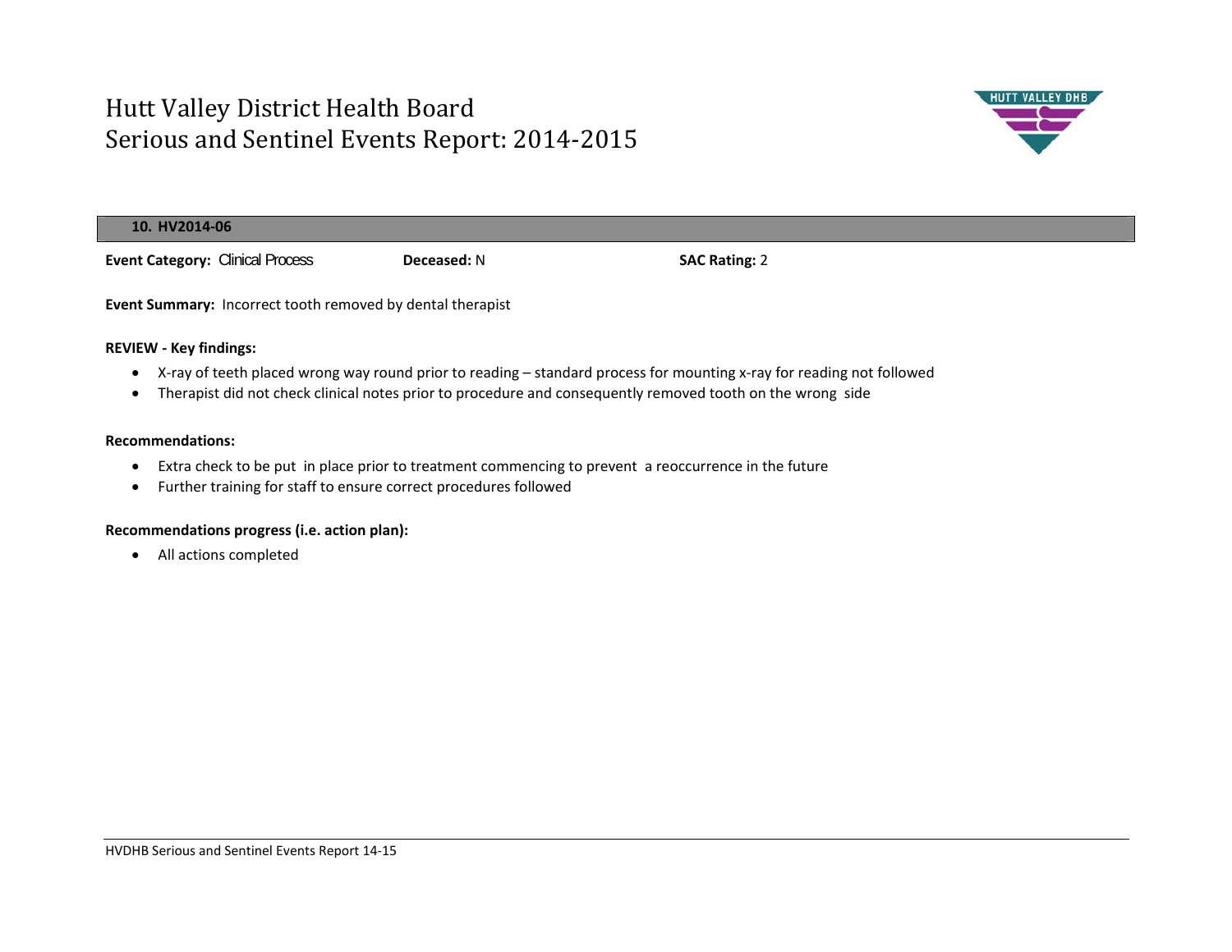# Hutt Valley District Health Board
# Serious and Sentinel Events Report: 2014-2015

**10. HV2014-06**

**Event Category:** Clinical Process **Deceased:** N **SAC Rating:** 2

**Event Summary:** Incorrect tooth removed by dental therapist

**REVIEW - Key findings:**

- X-ray of teeth placed wrong way round prior to reading – standard process for mounting x-ray for reading not followed
- Therapist did not check clinical notes prior to procedure and consequently removed tooth on the wrong side

**Recommendations:**

- Extra check to be put in place prior to treatment commencing to prevent a reoccurrence in the future
- Further training for staff to ensure correct procedures followed

**Recommendations progress (i.e. action plan):**

- All actions completed